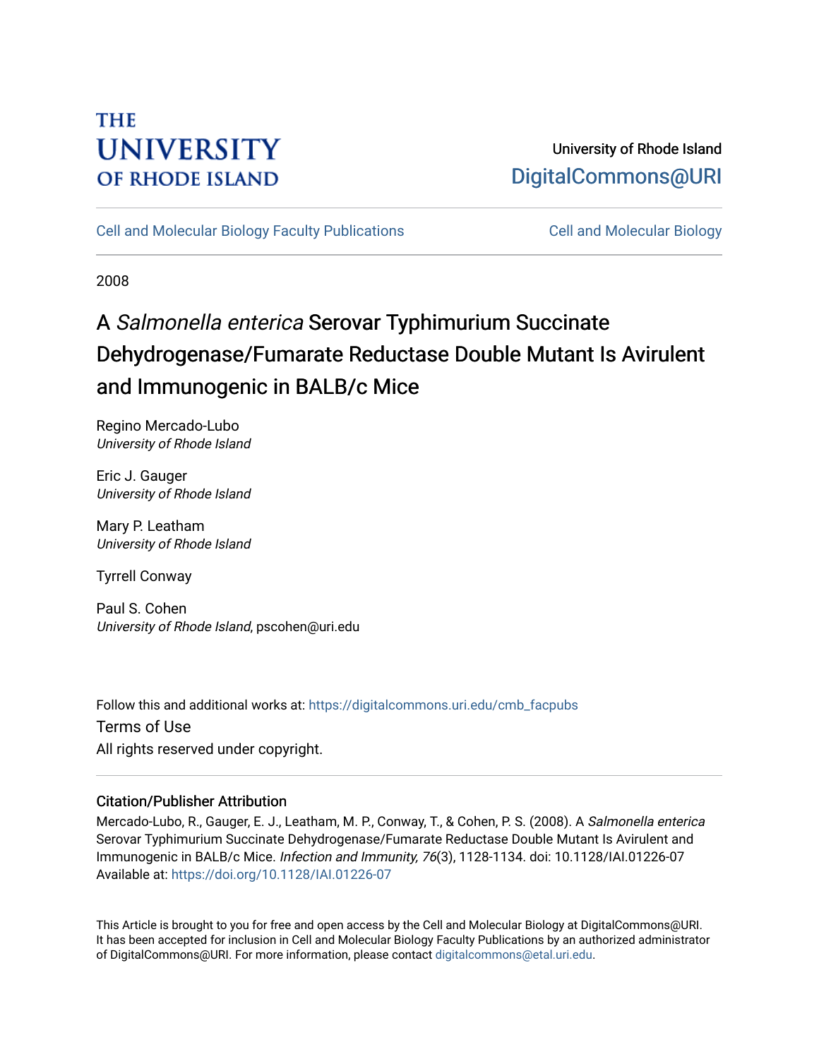THE UNIVERSITY OF RHODE ISLAND

University of Rhode Island
DigitalCommons@URI

Cell and Molecular Biology Faculty Publications | Cell and Molecular Biology

2008

# A *Salmonella enterica* Serovar Typhimurium Succinate Dehydrogenase/Fumarate Reductase Double Mutant Is Avirulent and Immunogenic in BALB/c Mice

Regino Mercado-Lubo
*University of Rhode Island*

Eric J. Gauger
*University of Rhode Island*

Mary P. Leatham
*University of Rhode Island*

Tyrrell Conway

Paul S. Cohen
*University of Rhode Island*, pscohen@uri.edu

Follow this and additional works at: https://digitalcommons.uri.edu/cmb_facpubs

Terms of Use
All rights reserved under copyright.

### Citation/Publisher Attribution

Mercado-Lubo, R., Gauger, E. J., Leatham, M. P., Conway, T., & Cohen, P. S. (2008). A *Salmonella enterica* Serovar Typhimurium Succinate Dehydrogenase/Fumarate Reductase Double Mutant Is Avirulent and Immunogenic in BALB/c Mice. *Infection and Immunity, 76*(3), 1128-1134. doi: 10.1128/IAI.01226-07
Available at: https://doi.org/10.1128/IAI.01226-07

This Article is brought to you for free and open access by the Cell and Molecular Biology at DigitalCommons@URI. It has been accepted for inclusion in Cell and Molecular Biology Faculty Publications by an authorized administrator of DigitalCommons@URI. For more information, please contact digitalcommons@etal.uri.edu.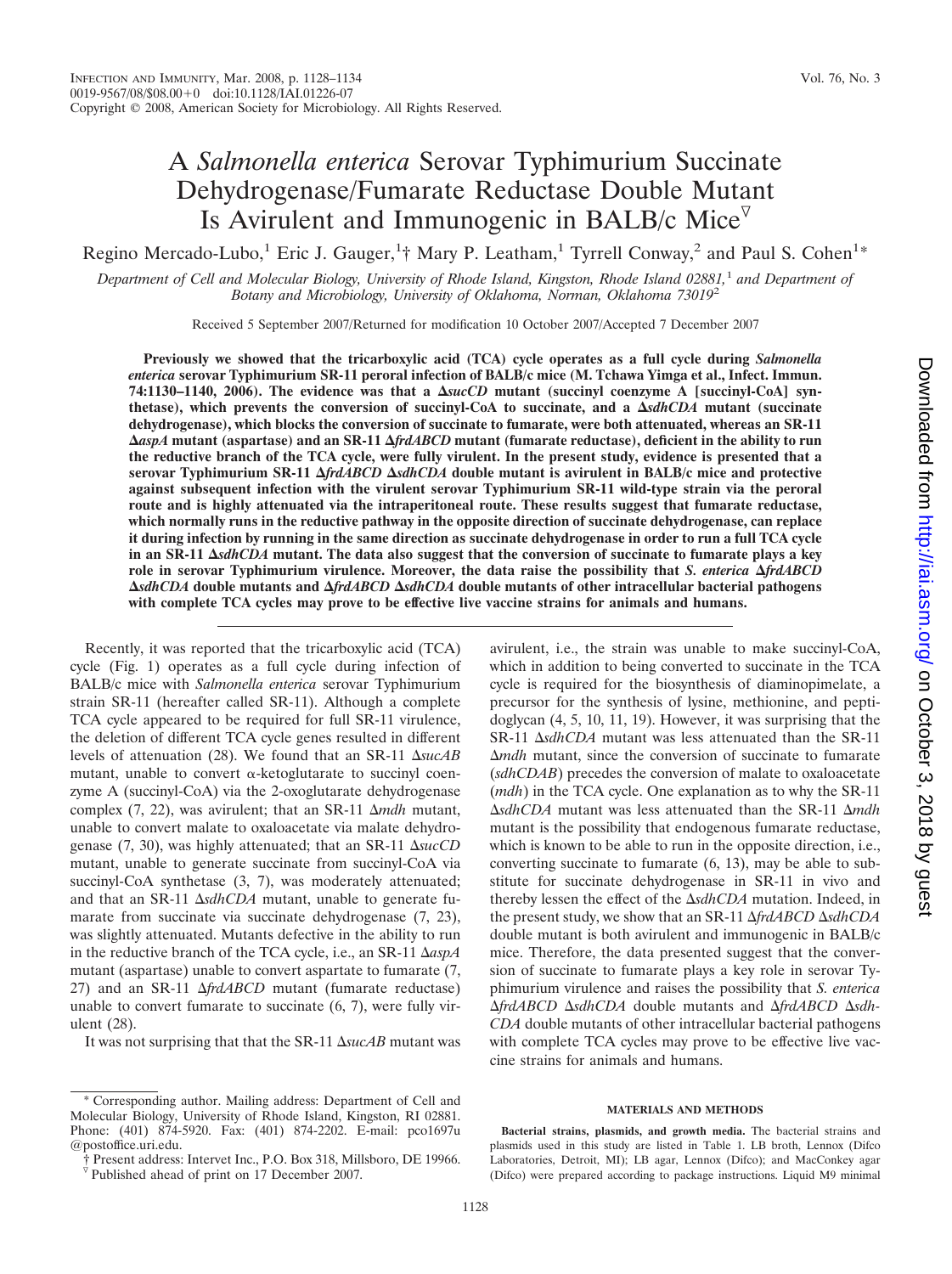# A *Salmonella enterica* Serovar Typhimurium Succinate Dehydrogenase/Fumarate Reductase Double Mutant Is Avirulent and Immunogenic in BALB/c Mice[▽]

Regino Mercado-Lubo,[1] Eric J. Gauger,[1†] Mary P. Leatham,[1] Tyrrell Conway,[2] and Paul S. Cohen[1*]

*Department of Cell and Molecular Biology, University of Rhode Island, Kingston, Rhode Island 02881,[1] and Department of Botany and Microbiology, University of Oklahoma, Norman, Oklahoma 73019[2]*

Received 5 September 2007/Returned for modification 10 October 2007/Accepted 7 December 2007

**Previously we showed that the tricarboxylic acid (TCA) cycle operates as a full cycle during *Salmonella enterica* serovar Typhimurium SR-11 peroral infection of BALB/c mice (M. Tchawa Yimga et al., Infect. Immun. 74:1130–1140, 2006). The evidence was that a Δ*sucCD* mutant (succinyl coenzyme A [succinyl-CoA] synthetase), which prevents the conversion of succinyl-CoA to succinate, and a Δ*sdhCDA* mutant (succinate dehydrogenase), which blocks the conversion of succinate to fumarate, were both attenuated, whereas an SR-11 Δ*aspA* mutant (aspartase) and an SR-11 Δ*frdABCD* mutant (fumarate reductase), deficient in the ability to run the reductive branch of the TCA cycle, were fully virulent. In the present study, evidence is presented that a serovar Typhimurium SR-11 Δ*frdABCD* Δ*sdhCDA* double mutant is avirulent in BALB/c mice and protective against subsequent infection with the virulent serovar Typhimurium SR-11 wild-type strain via the peroral route and is highly attenuated via the intraperitoneal route. These results suggest that fumarate reductase, which normally runs in the reductive pathway in the opposite direction of succinate dehydrogenase, can replace it during infection by running in the same direction as succinate dehydrogenase in order to run a full TCA cycle in an SR-11 Δ*sdhCDA* mutant. The data also suggest that the conversion of succinate to fumarate plays a key role in serovar Typhimurium virulence. Moreover, the data raise the possibility that *S. enterica* Δ*frdABCD* Δ*sdhCDA* double mutants and Δ*frdABCD* Δ*sdhCDA* double mutants of other intracellular bacterial pathogens with complete TCA cycles may prove to be effective live vaccine strains for animals and humans.**

Recently, it was reported that the tricarboxylic acid (TCA) cycle (Fig. 1) operates as a full cycle during infection of BALB/c mice with *Salmonella enterica* serovar Typhimurium strain SR-11 (hereafter called SR-11). Although a complete TCA cycle appeared to be required for full SR-11 virulence, the deletion of different TCA cycle genes resulted in different levels of attenuation (28). We found that an SR-11 Δ*sucAB* mutant, unable to convert α-ketoglutarate to succinyl coenzyme A (succinyl-CoA) via the 2-oxoglutarate dehydrogenase complex (7, 22), was avirulent; that an SR-11 Δ*mdh* mutant, unable to convert malate to oxaloacetate via malate dehydrogenase (7, 30), was highly attenuated; that an SR-11 Δ*sucCD* mutant, unable to generate succinate from succinyl-CoA via succinyl-CoA synthetase (3, 7), was moderately attenuated; and that an SR-11 Δ*sdhCDA* mutant, unable to generate fumarate from succinate via succinate dehydrogenase (7, 23), was slightly attenuated. Mutants defective in the ability to run in the reductive branch of the TCA cycle, i.e., an SR-11 Δ*aspA* mutant (aspartase) unable to convert aspartate to fumarate (7, 27) and an SR-11 Δ*frdABCD* mutant (fumarate reductase) unable to convert fumarate to succinate (6, 7), were fully virulent (28).

It was not surprising that that the SR-11 Δ*sucAB* mutant was avirulent, i.e., the strain was unable to make succinyl-CoA, which in addition to being converted to succinate in the TCA cycle is required for the biosynthesis of diaminopimelate, a precursor for the synthesis of lysine, methionine, and peptidoglycan (4, 5, 10, 11, 19). However, it was surprising that the SR-11 Δ*sdhCDA* mutant was less attenuated than the SR-11 Δ*mdh* mutant, since the conversion of succinate to fumarate (*sdhCDAB*) precedes the conversion of malate to oxaloacetate (*mdh*) in the TCA cycle. One explanation as to why the SR-11 Δ*sdhCDA* mutant was less attenuated than the SR-11 Δ*mdh* mutant is the possibility that endogenous fumarate reductase, which is known to be able to run in the opposite direction, i.e., converting succinate to fumarate (6, 13), may be able to substitute for succinate dehydrogenase in SR-11 in vivo and thereby lessen the effect of the Δ*sdhCDA* mutation. Indeed, in the present study, we show that an SR-11 Δ*frdABCD* Δ*sdhCDA* double mutant is both avirulent and immunogenic in BALB/c mice. Therefore, the data presented suggest that the conversion of succinate to fumarate plays a key role in serovar Typhimurium virulence and raises the possibility that *S. enterica* Δ*frdABCD* Δ*sdhCDA* double mutants and Δ*frdABCD* Δ*sdhCDA* double mutants of other intracellular bacterial pathogens with complete TCA cycles may prove to be effective live vaccine strains for animals and humans.

## MATERIALS AND METHODS

**Bacterial strains, plasmids, and growth media.** The bacterial strains and plasmids used in this study are listed in Table 1. LB broth, Lennox (Difco Laboratories, Detroit, MI); LB agar, Lennox (Difco); and MacConkey agar (Difco) were prepared according to package instructions. Liquid M9 minimal

---

\* Corresponding author. Mailing address: Department of Cell and Molecular Biology, University of Rhode Island, Kingston, RI 02881. Phone: (401) 874-5920. Fax: (401) 874-2202. E-mail: pco1697u@postoffice.uri.edu.

† Present address: Intervet Inc., P.O. Box 318, Millsboro, DE 19966.

▽ Published ahead of print on 17 December 2007.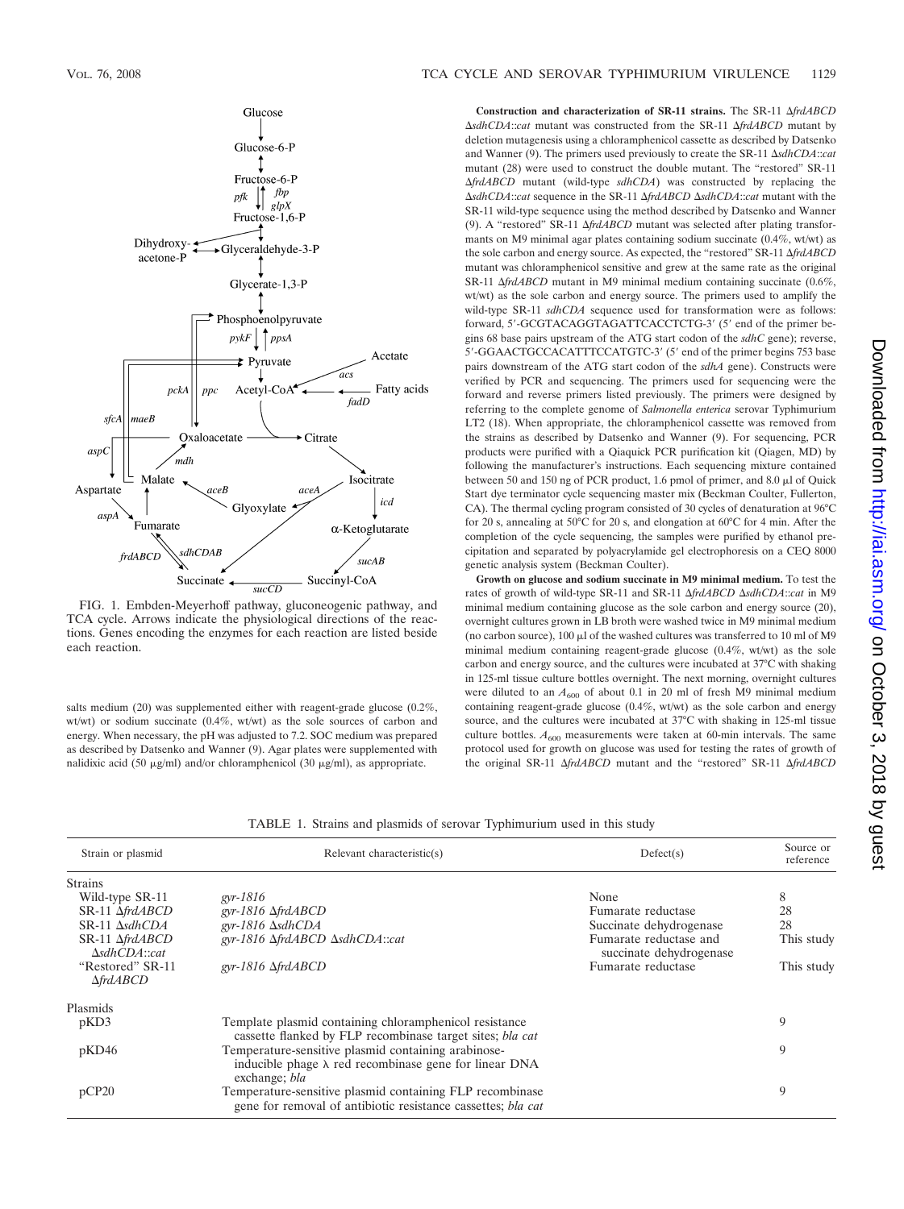FIG. 1. Embden-Meyerhoff pathway, gluconeogenic pathway, and TCA cycle. Arrows indicate the physiological directions of the reactions. Genes encoding the enzymes for each reaction are listed beside each reaction.

salts medium (20) was supplemented either with reagent-grade glucose (0.2%, wt/wt) or sodium succinate (0.4%, wt/wt) as the sole sources of carbon and energy. When necessary, the pH was adjusted to 7.2. SOC medium was prepared as described by Datsenko and Wanner (9). Agar plates were supplemented with nalidixic acid (50 μg/ml) and/or chloramphenicol (30 μg/ml), as appropriate.

**Construction and characterization of SR-11 strains.** The SR-11 Δ*frdABCD* Δ*sdhCDA*::*cat* mutant was constructed from the SR-11 Δ*frdABCD* mutant by deletion mutagenesis using a chloramphenicol cassette as described by Datsenko and Wanner (9). The primers used previously to create the SR-11 Δ*sdhCDA*::*cat* mutant (28) were used to construct the double mutant. The "restored" SR-11 Δ*frdABCD* mutant (wild-type *sdhCDA*) was constructed by replacing the Δ*sdhCDA*::*cat* sequence in the SR-11 Δ*frdABCD* Δ*sdhCDA*::*cat* mutant with the SR-11 wild-type sequence using the method described by Datsenko and Wanner (9). A "restored" SR-11 Δ*frdABCD* mutant was selected after plating transformants on M9 minimal agar plates containing sodium succinate (0.4%, wt/wt) as the sole carbon and energy source. As expected, the "restored" SR-11 Δ*frdABCD* mutant was chloramphenicol sensitive and grew at the same rate as the original SR-11 Δ*frdABCD* mutant in M9 minimal medium containing succinate (0.6%, wt/wt) as the sole carbon and energy source. The primers used to amplify the wild-type SR-11 *sdhCDA* sequence used for transformation were as follows: forward, 5′-GCGTACAGGTAGATTCACCTCTG-3′ (5′ end of the primer begins 68 base pairs upstream of the ATG start codon of the *sdhC* gene); reverse, 5′-GGAACTGCCACATTTCCATGTC-3′ (5′ end of the primer begins 753 base pairs downstream of the ATG start codon of the *sdhA* gene). Constructs were verified by PCR and sequencing. The primers used for sequencing were the forward and reverse primers listed previously. The primers were designed by referring to the complete genome of *Salmonella enterica* serovar Typhimurium LT2 (18). When appropriate, the chloramphenicol cassette was removed from the strains as described by Datsenko and Wanner (9). For sequencing, PCR products were purified with a Qiaquick PCR purification kit (Qiagen, MD) by following the manufacturer's instructions. Each sequencing mixture contained between 50 and 150 ng of PCR product, 1.6 pmol of primer, and 8.0 μl of Quick Start dye terminator cycle sequencing master mix (Beckman Coulter, Fullerton, CA). The thermal cycling program consisted of 30 cycles of denaturation at 96°C for 20 s, annealing at 50°C for 20 s, and elongation at 60°C for 4 min. After the completion of the cycle sequencing, the samples were purified by ethanol precipitation and separated by polyacrylamide gel electrophoresis on a CEQ 8000 genetic analysis system (Beckman Coulter).

**Growth on glucose and sodium succinate in M9 minimal medium.** To test the rates of growth of wild-type SR-11 and SR-11 Δ*frdABCD* Δ*sdhCDA*::*cat* in M9 minimal medium containing glucose as the sole carbon and energy source (20), overnight cultures grown in LB broth were washed twice in M9 minimal medium (no carbon source), 100 μl of the washed cultures was transferred to 10 ml of M9 minimal medium containing reagent-grade glucose (0.4%, wt/wt) as the sole carbon and energy source, and the cultures were incubated at 37°C with shaking in 125-ml tissue culture bottles overnight. The next morning, overnight cultures were diluted to an $A_{600}$ of about 0.1 in 20 ml of fresh M9 minimal medium containing reagent-grade glucose (0.4%, wt/wt) as the sole carbon and energy source, and the cultures were incubated at 37°C with shaking in 125-ml tissue culture bottles. $A_{600}$ measurements were taken at 60-min intervals. The same protocol used for growth on glucose was used for testing the rates of growth of the original SR-11 Δ*frdABCD* mutant and the "restored" SR-11 Δ*frdABCD*

TABLE 1. Strains and plasmids of serovar Typhimurium used in this study

| Strain or plasmid | Relevant characteristic(s) | Defect(s) | Source or reference |
|---|---|---|---|
| Strains | | | |
| Wild-type SR-11 | *gyr-1816* | None | 8 |
| SR-11 Δ*frdABCD* | *gyr-1816* Δ*frdABCD* | Fumarate reductase | 28 |
| SR-11 Δ*sdhCDA* | *gyr-1816* Δ*sdhCDA* | Succinate dehydrogenase | 28 |
| SR-11 Δ*frdABCD* Δ*sdhCDA*::*cat* | *gyr-1816* Δ*frdABCD* Δ*sdhCDA*::*cat* | Fumarate reductase and succinate dehydrogenase | This study |
| "Restored" SR-11 Δ*frdABCD* | *gyr-1816* Δ*frdABCD* | Fumarate reductase | This study |
| Plasmids | | | |
| pKD3 | Template plasmid containing chloramphenicol resistance cassette flanked by FLP recombinase target sites; *bla cat* | | 9 |
| pKD46 | Temperature-sensitive plasmid containing arabinose-inducible phage λ red recombinase gene for linear DNA exchange; *bla* | | 9 |
| pCP20 | Temperature-sensitive plasmid containing FLP recombinase gene for removal of antibiotic resistance cassettes; *bla cat* | | 9 |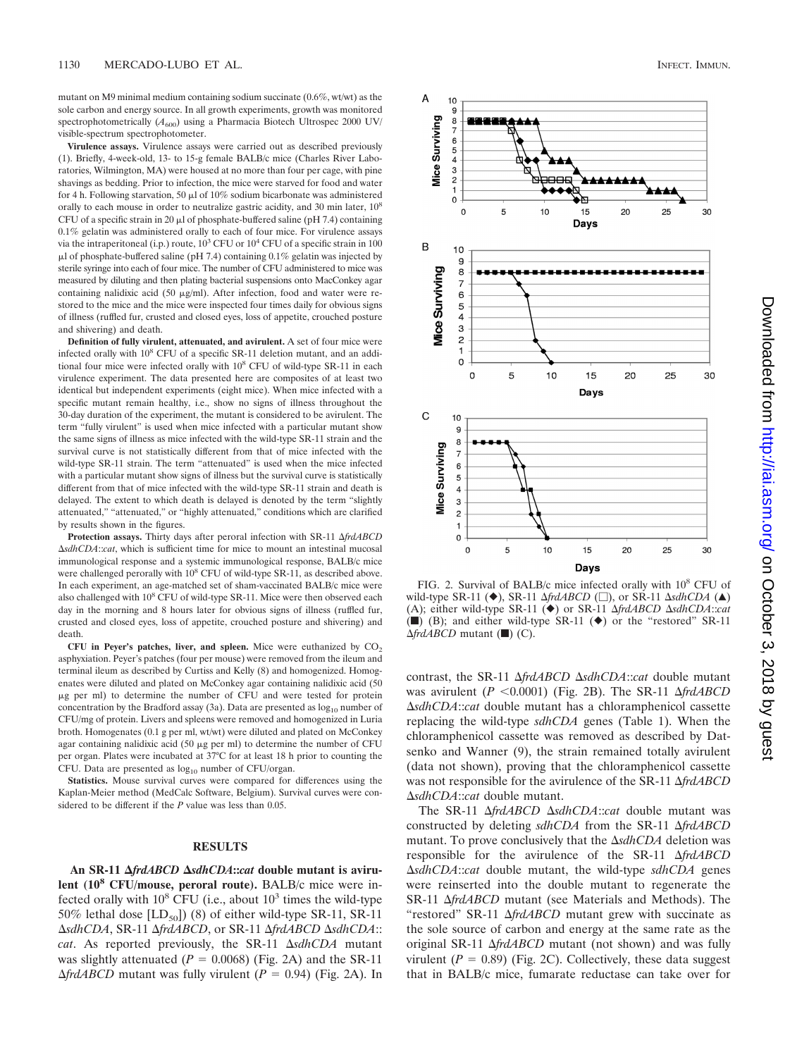mutant on M9 minimal medium containing sodium succinate (0.6%, wt/wt) as the sole carbon and energy source. In all growth experiments, growth was monitored spectrophotometrically ($A_{600}$) using a Pharmacia Biotech Ultrospec 2000 UV/visible-spectrum spectrophotometer.

**Virulence assays.** Virulence assays were carried out as described previously (1). Briefly, 4-week-old, 13- to 15-g female BALB/c mice (Charles River Laboratories, Wilmington, MA) were housed at no more than four per cage, with pine shavings as bedding. Prior to infection, the mice were starved for food and water for 4 h. Following starvation, 50 μl of 10% sodium bicarbonate was administered orally to each mouse in order to neutralize gastric acidity, and 30 min later, $10^8$ CFU of a specific strain in 20 μl of phosphate-buffered saline (pH 7.4) containing 0.1% gelatin was administered orally to each of four mice. For virulence assays via the intraperitoneal (i.p.) route, $10^3$ CFU or $10^4$ CFU of a specific strain in 100 μl of phosphate-buffered saline (pH 7.4) containing 0.1% gelatin was injected by sterile syringe into each of four mice. The number of CFU administered to mice was measured by diluting and then plating bacterial suspensions onto MacConkey agar containing nalidixic acid (50 μg/ml). After infection, food and water were restored to the mice and the mice were inspected four times daily for obvious signs of illness (ruffled fur, crusted and closed eyes, loss of appetite, crouched posture and shivering) and death.

**Definition of fully virulent, attenuated, and avirulent.** A set of four mice were infected orally with $10^8$ CFU of a specific SR-11 deletion mutant, and an additional four mice were infected orally with $10^8$ CFU of wild-type SR-11 in each virulence experiment. The data presented here are composites of at least two identical but independent experiments (eight mice). When mice infected with a specific mutant remain healthy, i.e., show no signs of illness throughout the 30-day duration of the experiment, the mutant is considered to be avirulent. The term "fully virulent" is used when mice infected with a particular mutant show the same signs of illness as mice infected with the wild-type SR-11 strain and the survival curve is not statistically different from that of mice infected with the wild-type SR-11 strain. The term "attenuated" is used when the mice infected with a particular mutant show signs of illness but the survival curve is statistically different from that of mice infected with the wild-type SR-11 strain and death is delayed. The extent to which death is delayed is denoted by the term "slightly attenuated," "attenuated," or "highly attenuated," conditions which are clarified by results shown in the figures.

**Protection assays.** Thirty days after peroral infection with SR-11 Δ*frdABCD* Δ*sdhCDA*::*cat*, which is sufficient time for mice to mount an intestinal mucosal immunological response and a systemic immunological response, BALB/c mice were challenged perorally with $10^8$ CFU of wild-type SR-11, as described above. In each experiment, an age-matched set of sham-vaccinated BALB/c mice were also challenged with $10^8$ CFU of wild-type SR-11. Mice were then observed each day in the morning and 8 hours later for obvious signs of illness (ruffled fur, crusted and closed eyes, loss of appetite, crouched posture and shivering) and death.

**CFU in Peyer's patches, liver, and spleen.** Mice were euthanized by $CO_2$ asphyxiation. Peyer's patches (four per mouse) were removed from the ileum and terminal ileum as described by Curtiss and Kelly (8) and homogenized. Homogenates were diluted and plated on McConkey agar containing nalidixic acid (50 μg per ml) to determine the number of CFU and were tested for protein concentration by the Bradford assay (3a). Data are presented as $\log_{10}$ number of CFU/mg of protein. Livers and spleens were removed and homogenized in Luria broth. Homogenates (0.1 g per ml, wt/wt) were diluted and plated on McConkey agar containing nalidixic acid (50 μg per ml) to determine the number of CFU per organ. Plates were incubated at 37°C for at least 18 h prior to counting the CFU. Data are presented as $\log_{10}$ number of CFU/organ.

**Statistics.** Mouse survival curves were compared for differences using the Kaplan-Meier method (MedCalc Software, Belgium). Survival curves were considered to be different if the *P* value was less than 0.05.

## RESULTS

**An SR-11 Δ*frdABCD* Δ*sdhCDA*::*cat* double mutant is avirulent ($10^8$ CFU/mouse, peroral route).** BALB/c mice were infected orally with $10^8$ CFU (i.e., about $10^3$ times the wild-type 50% lethal dose [$LD_{50}$]) (8) of either wild-type SR-11, SR-11 Δ*sdhCDA*, SR-11 Δ*frdABCD*, or SR-11 Δ*frdABCD* Δ*sdhCDA*::*cat*. As reported previously, the SR-11 Δ*sdhCDA* mutant was slightly attenuated ($P = 0.0068$) (Fig. 2A) and the SR-11 Δ*frdABCD* mutant was fully virulent ($P = 0.94$) (Fig. 2A). In contrast, the SR-11 Δ*frdABCD* Δ*sdhCDA*::*cat* double mutant was avirulent ($P < 0.0001$) (Fig. 2B). The SR-11 Δ*frdABCD* Δ*sdhCDA*::*cat* double mutant has a chloramphenicol cassette replacing the wild-type *sdhCDA* genes (Table 1). When the chloramphenicol cassette was removed as described by Datsenko and Wanner (9), the strain remained totally avirulent (data not shown), proving that the chloramphenicol cassette was not responsible for the avirulence of the SR-11 Δ*frdABCD* Δ*sdhCDA*::*cat* double mutant.

The SR-11 Δ*frdABCD* Δ*sdhCDA*::*cat* double mutant was constructed by deleting *sdhCDA* from the SR-11 Δ*frdABCD* mutant. To prove conclusively that the Δ*sdhCDA* deletion was responsible for the avirulence of the SR-11 Δ*frdABCD* Δ*sdhCDA*::*cat* double mutant, the wild-type *sdhCDA* genes were reinserted into the double mutant to regenerate the SR-11 Δ*frdABCD* mutant (see Materials and Methods). The "restored" SR-11 Δ*frdABCD* mutant grew with succinate as the sole source of carbon and energy at the same rate as the original SR-11 Δ*frdABCD* mutant (not shown) and was fully virulent ($P = 0.89$) (Fig. 2C). Collectively, these data suggest that in BALB/c mice, fumarate reductase can take over for

FIG. 2. Survival of BALB/c mice infected orally with $10^8$ CFU of wild-type SR-11 (◆), SR-11 Δ*frdABCD* (□), or SR-11 Δ*sdhCDA* (▲) (A); either wild-type SR-11 (◆) or SR-11 Δ*frdABCD* Δ*sdhCDA*::*cat* (■) (B); and either wild-type SR-11 (◆) or the "restored" SR-11 Δ*frdABCD* mutant (■) (C).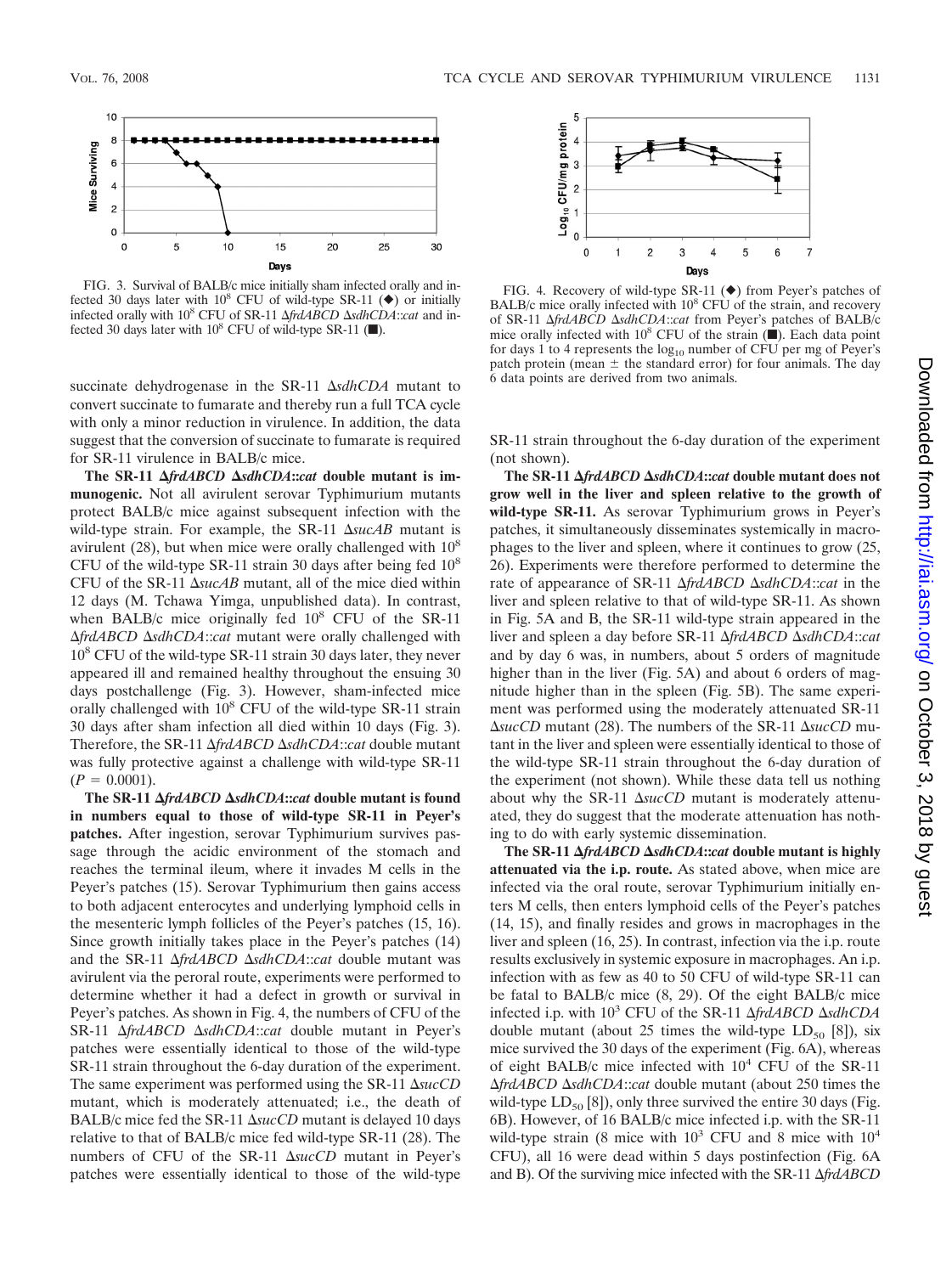FIG. 3. Survival of BALB/c mice initially sham infected orally and infected 30 days later with $10^8$ CFU of wild-type SR-11 (◆) or initially infected orally with $10^8$ CFU of SR-11 *ΔfrdABCD ΔsdhCDA::cat* and infected 30 days later with $10^8$ CFU of wild-type SR-11 (■).

FIG. 4. Recovery of wild-type SR-11 (◆) from Peyer's patches of BALB/c mice orally infected with $10^8$ CFU of the strain, and recovery of SR-11 *ΔfrdABCD ΔsdhCDA::cat* from Peyer's patches of BALB/c mice orally infected with $10^8$ CFU of the strain (■). Each data point for days 1 to 4 represents the $\log_{10}$ number of CFU per mg of Peyer's patch protein (mean ± the standard error) for four animals. The day 6 data points are derived from two animals.

succinate dehydrogenase in the SR-11 *ΔsdhCDA* mutant to convert succinate to fumarate and thereby run a full TCA cycle with only a minor reduction in virulence. In addition, the data suggest that the conversion of succinate to fumarate is required for SR-11 virulence in BALB/c mice.

**The SR-11 *ΔfrdABCD ΔsdhCDA::cat* double mutant is immunogenic.** Not all avirulent serovar Typhimurium mutants protect BALB/c mice against subsequent infection with the wild-type strain. For example, the SR-11 *ΔsucAB* mutant is avirulent (28), but when mice were orally challenged with $10^8$ CFU of the wild-type SR-11 strain 30 days after being fed $10^8$ CFU of the SR-11 *ΔsucAB* mutant, all of the mice died within 12 days (M. Tchawa Yimga, unpublished data). In contrast, when BALB/c mice originally fed $10^8$ CFU of the SR-11 *ΔfrdABCD ΔsdhCDA::cat* mutant were orally challenged with $10^8$ CFU of the wild-type SR-11 strain 30 days later, they never appeared ill and remained healthy throughout the ensuing 30 days postchallenge (Fig. 3). However, sham-infected mice orally challenged with $10^8$ CFU of the wild-type SR-11 strain 30 days after sham infection all died within 10 days (Fig. 3). Therefore, the SR-11 *ΔfrdABCD ΔsdhCDA::cat* double mutant was fully protective against a challenge with wild-type SR-11 ($P = 0.0001$).

**The SR-11 *ΔfrdABCD ΔsdhCDA::cat* double mutant is found in numbers equal to those of wild-type SR-11 in Peyer's patches.** After ingestion, serovar Typhimurium survives passage through the acidic environment of the stomach and reaches the terminal ileum, where it invades M cells in the Peyer's patches (15). Serovar Typhimurium then gains access to both adjacent enterocytes and underlying lymphoid cells in the mesenteric lymph follicles of the Peyer's patches (15, 16). Since growth initially takes place in the Peyer's patches (14) and the SR-11 *ΔfrdABCD ΔsdhCDA::cat* double mutant was avirulent via the peroral route, experiments were performed to determine whether it had a defect in growth or survival in Peyer's patches. As shown in Fig. 4, the numbers of CFU of the SR-11 *ΔfrdABCD ΔsdhCDA::cat* double mutant in Peyer's patches were essentially identical to those of the wild-type SR-11 strain throughout the 6-day duration of the experiment. The same experiment was performed using the SR-11 *ΔsucCD* mutant, which is moderately attenuated; i.e., the death of BALB/c mice fed the SR-11 *ΔsucCD* mutant is delayed 10 days relative to that of BALB/c mice fed wild-type SR-11 (28). The numbers of CFU of the SR-11 *ΔsucCD* mutant in Peyer's patches were essentially identical to those of the wild-type SR-11 strain throughout the 6-day duration of the experiment (not shown).

**The SR-11 *ΔfrdABCD ΔsdhCDA::cat* double mutant does not grow well in the liver and spleen relative to the growth of wild-type SR-11.** As serovar Typhimurium grows in Peyer's patches, it simultaneously disseminates systemically in macrophages to the liver and spleen, where it continues to grow (25, 26). Experiments were therefore performed to determine the rate of appearance of SR-11 *ΔfrdABCD ΔsdhCDA::cat* in the liver and spleen relative to that of wild-type SR-11. As shown in Fig. 5A and B, the SR-11 wild-type strain appeared in the liver and spleen a day before SR-11 *ΔfrdABCD ΔsdhCDA::cat* and by day 6 was, in numbers, about 5 orders of magnitude higher than in the liver (Fig. 5A) and about 6 orders of magnitude higher than in the spleen (Fig. 5B). The same experiment was performed using the moderately attenuated SR-11 *ΔsucCD* mutant (28). The numbers of the SR-11 *ΔsucCD* mutant in the liver and spleen were essentially identical to those of the wild-type SR-11 strain throughout the 6-day duration of the experiment (not shown). While these data tell us nothing about why the SR-11 *ΔsucCD* mutant is moderately attenuated, they do suggest that the moderate attenuation has nothing to do with early systemic dissemination.

**The SR-11 *ΔfrdABCD ΔsdhCDA::cat* double mutant is highly attenuated via the i.p. route.** As stated above, when mice are infected via the oral route, serovar Typhimurium initially enters M cells, then enters lymphoid cells of the Peyer's patches (14, 15), and finally resides and grows in macrophages in the liver and spleen (16, 25). In contrast, infection via the i.p. route results exclusively in systemic exposure in macrophages. An i.p. infection with as few as 40 to 50 CFU of wild-type SR-11 can be fatal to BALB/c mice (8, 29). Of the eight BALB/c mice infected i.p. with $10^3$ CFU of the SR-11 *ΔfrdABCD ΔsdhCDA* double mutant (about 25 times the wild-type $LD_{50}$ [8]), six mice survived the 30 days of the experiment (Fig. 6A), whereas of eight BALB/c mice infected with $10^4$ CFU of the SR-11 *ΔfrdABCD ΔsdhCDA::cat* double mutant (about 250 times the wild-type $LD_{50}$ [8]), only three survived the entire 30 days (Fig. 6B). However, of 16 BALB/c mice infected i.p. with the SR-11 wild-type strain (8 mice with $10^3$ CFU and 8 mice with $10^4$ CFU), all 16 were dead within 5 days postinfection (Fig. 6A and B). Of the surviving mice infected with the SR-11 *ΔfrdABCD*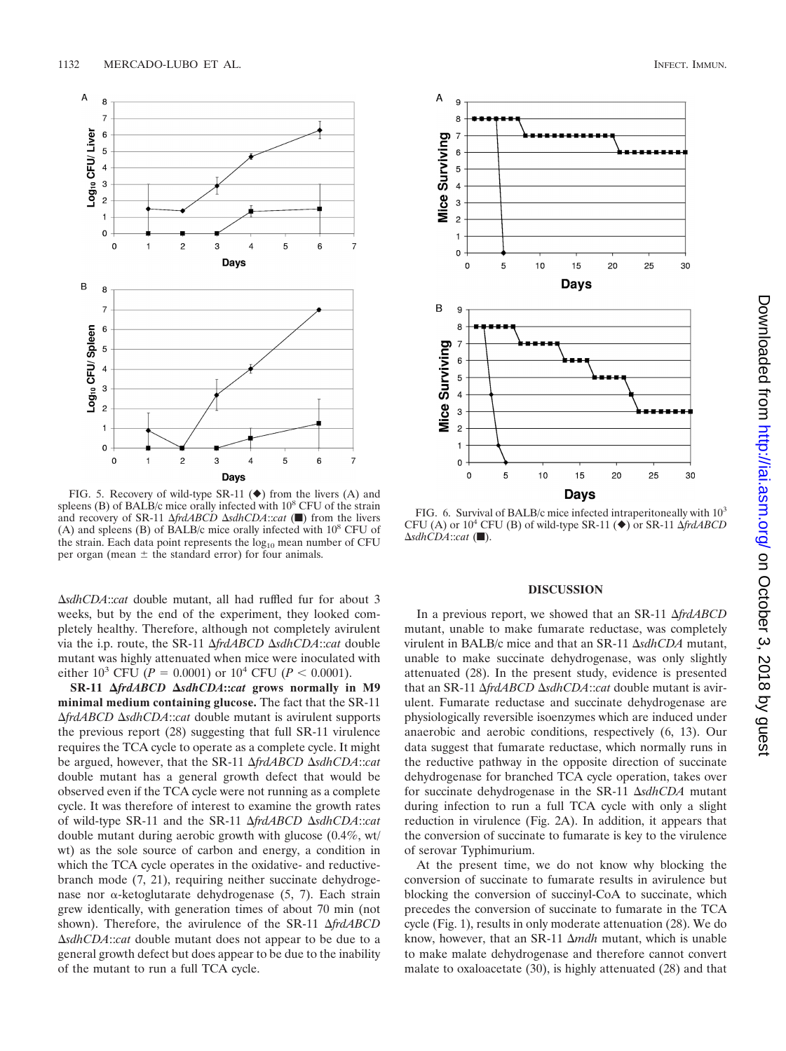FIG. 5. Recovery of wild-type SR-11 (◆) from the livers (A) and spleens (B) of BALB/c mice orally infected with $10^8$ CFU of the strain and recovery of SR-11 Δ*frdABCD* Δ*sdhCDA*::*cat* (■) from the livers (A) and spleens (B) of BALB/c mice orally infected with $10^8$ CFU of the strain. Each data point represents the $\log_{10}$ mean number of CFU per organ (mean ± the standard error) for four animals.

FIG. 6. Survival of BALB/c mice infected intraperitoneally with $10^3$ CFU (A) or $10^4$ CFU (B) of wild-type SR-11 (◆) or SR-11 Δ*frdABCD* Δ*sdhCDA*::*cat* (■).

Δ*sdhCDA*::*cat* double mutant, all had ruffled fur for about 3 weeks, but by the end of the experiment, they looked completely healthy. Therefore, although not completely avirulent via the i.p. route, the SR-11 Δ*frdABCD* Δ*sdhCDA*::*cat* double mutant was highly attenuated when mice were inoculated with either $10^3$ CFU ($P = 0.0001$) or $10^4$ CFU ($P < 0.0001$).

**SR-11 Δ*frdABCD* Δ*sdhCDA*::*cat* grows normally in M9 minimal medium containing glucose.** The fact that the SR-11 Δ*frdABCD* Δ*sdhCDA*::*cat* double mutant is avirulent supports the previous report (28) suggesting that full SR-11 virulence requires the TCA cycle to operate as a complete cycle. It might be argued, however, that the SR-11 Δ*frdABCD* Δ*sdhCDA*::*cat* double mutant has a general growth defect that would be observed even if the TCA cycle were not running as a complete cycle. It was therefore of interest to examine the growth rates of wild-type SR-11 and the SR-11 Δ*frdABCD* Δ*sdhCDA*::*cat* double mutant during aerobic growth with glucose (0.4%, wt/wt) as the sole source of carbon and energy, a condition in which the TCA cycle operates in the oxidative- and reductive-branch mode (7, 21), requiring neither succinate dehydrogenase nor α-ketoglutarate dehydrogenase (5, 7). Each strain grew identically, with generation times of about 70 min (not shown). Therefore, the avirulence of the SR-11 Δ*frdABCD* Δ*sdhCDA*::*cat* double mutant does not appear to be due to a general growth defect but does appear to be due to the inability of the mutant to run a full TCA cycle.

## DISCUSSION

In a previous report, we showed that an SR-11 Δ*frdABCD* mutant, unable to make fumarate reductase, was completely virulent in BALB/c mice and that an SR-11 Δ*sdhCDA* mutant, unable to make succinate dehydrogenase, was only slightly attenuated (28). In the present study, evidence is presented that an SR-11 Δ*frdABCD* Δ*sdhCDA*::*cat* double mutant is avirulent. Fumarate reductase and succinate dehydrogenase are physiologically reversible isoenzymes which are induced under anaerobic and aerobic conditions, respectively (6, 13). Our data suggest that fumarate reductase, which normally runs in the reductive pathway in the opposite direction of succinate dehydrogenase for branched TCA cycle operation, takes over for succinate dehydrogenase in the SR-11 Δ*sdhCDA* mutant during infection to run a full TCA cycle with only a slight reduction in virulence (Fig. 2A). In addition, it appears that the conversion of succinate to fumarate is key to the virulence of serovar Typhimurium.

At the present time, we do not know why blocking the conversion of succinate to fumarate results in avirulence but blocking the conversion of succinyl-CoA to succinate, which precedes the conversion of succinate to fumarate in the TCA cycle (Fig. 1), results in only moderate attenuation (28). We do know, however, that an SR-11 Δ*mdh* mutant, which is unable to make malate dehydrogenase and therefore cannot convert malate to oxaloacetate (30), is highly attenuated (28) and that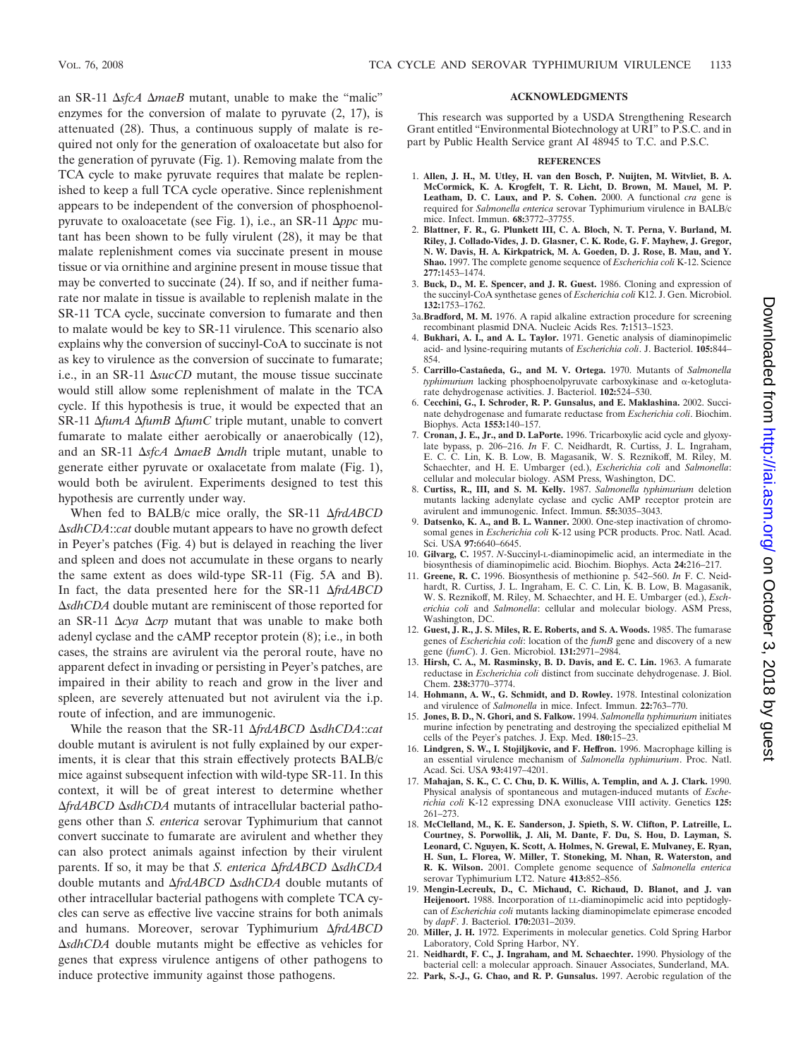an SR-11 Δ*sfcA* Δ*maeB* mutant, unable to make the "malic" enzymes for the conversion of malate to pyruvate (2, 17), is attenuated (28). Thus, a continuous supply of malate is required not only for the generation of oxaloacetate but also for the generation of pyruvate (Fig. 1). Removing malate from the TCA cycle to make pyruvate requires that malate be replenished to keep a full TCA cycle operative. Since replenishment appears to be independent of the conversion of phosphoenolpyruvate to oxaloacetate (see Fig. 1), i.e., an SR-11 Δ*ppc* mutant has been shown to be fully virulent (28), it may be that malate replenishment comes via succinate present in mouse tissue or via ornithine and arginine present in mouse tissue that may be converted to succinate (24). If so, and if neither fumarate nor malate in tissue is available to replenish malate in the SR-11 TCA cycle, succinate conversion to fumarate and then to malate would be key to SR-11 virulence. This scenario also explains why the conversion of succinyl-CoA to succinate is not as key to virulence as the conversion of succinate to fumarate; i.e., in an SR-11 Δ*sucCD* mutant, the mouse tissue succinate would still allow some replenishment of malate in the TCA cycle. If this hypothesis is true, it would be expected that an SR-11 Δ*fumA* Δ*fumB* Δ*fumC* triple mutant, unable to convert fumarate to malate either aerobically or anaerobically (12), and an SR-11 Δ*sfcA* Δ*maeB* Δ*mdh* triple mutant, unable to generate either pyruvate or oxalacetate from malate (Fig. 1), would both be avirulent. Experiments designed to test this hypothesis are currently under way.

When fed to BALB/c mice orally, the SR-11 Δ*frdABCD* Δ*sdhCDA*::*cat* double mutant appears to have no growth defect in Peyer's patches (Fig. 4) but is delayed in reaching the liver and spleen and does not accumulate in these organs to nearly the same extent as does wild-type SR-11 (Fig. 5A and B). In fact, the data presented here for the SR-11 Δ*frdABCD* Δ*sdhCDA* double mutant are reminiscent of those reported for an SR-11 Δ*cya* Δ*crp* mutant that was unable to make both adenyl cyclase and the cAMP receptor protein (8); i.e., in both cases, the strains are avirulent via the peroral route, have no apparent defect in invading or persisting in Peyer's patches, are impaired in their ability to reach and grow in the liver and spleen, are severely attenuated but not avirulent via the i.p. route of infection, and are immunogenic.

While the reason that the SR-11 Δ*frdABCD* Δ*sdhCDA*::*cat* double mutant is avirulent is not fully explained by our experiments, it is clear that this strain effectively protects BALB/c mice against subsequent infection with wild-type SR-11. In this context, it will be of great interest to determine whether Δ*frdABCD* Δ*sdhCDA* mutants of intracellular bacterial pathogens other than *S. enterica* serovar Typhimurium that cannot convert succinate to fumarate are avirulent and whether they can also protect animals against infection by their virulent parents. If so, it may be that *S. enterica* Δ*frdABCD* Δ*sdhCDA* double mutants and Δ*frdABCD* Δ*sdhCDA* double mutants of other intracellular bacterial pathogens with complete TCA cycles can serve as effective live vaccine strains for both animals and humans. Moreover, serovar Typhimurium Δ*frdABCD* Δ*sdhCDA* double mutants might be effective as vehicles for genes that express virulence antigens of other pathogens to induce protective immunity against those pathogens.

## ACKNOWLEDGMENTS

This research was supported by a USDA Strengthening Research Grant entitled "Environmental Biotechnology at URI" to P.S.C. and in part by Public Health Service grant AI 48945 to T.C. and P.S.C.

## REFERENCES

1. **Allen, J. H., M. Utley, H. van den Bosch, P. Nuijten, M. Witvliet, B. A. McCormick, K. A. Krogfelt, T. R. Licht, D. Brown, M. Mauel, M. P. Leatham, D. C. Laux, and P. S. Cohen.** 2000. A functional *cra* gene is required for *Salmonella enterica* serovar Typhimurium virulence in BALB/c mice. Infect. Immun. **68:**3772–37755.
2. **Blattner, F. R., G. Plunkett III, C. A. Bloch, N. T. Perna, V. Burland, M. Riley, J. Collado-Vides, J. D. Glasner, C. K. Rode, G. F. Mayhew, J. Gregor, N. W. Davis, H. A. Kirkpatrick, M. A. Goeden, D. J. Rose, B. Mau, and Y. Shao.** 1997. The complete genome sequence of *Escherichia coli* K-12. Science **277:**1453–1474.
3. **Buck, D., M. E. Spencer, and J. R. Guest.** 1986. Cloning and expression of the succinyl-CoA synthetase genes of *Escherichia coli* K12. J. Gen. Microbiol. **132:**1753–1762.

3a. **Bradford, M. M.** 1976. A rapid alkaline extraction procedure for screening recombinant plasmid DNA. Nucleic Acids Res. **7:**1513–1523.

4. **Bukhari, A. I., and A. L. Taylor.** 1971. Genetic analysis of diaminopimelic acid- and lysine-requiring mutants of *Escherichia coli*. J. Bacteriol. **105:**844–854.
5. **Carrillo-Castañeda, G., and M. V. Ortega.** 1970. Mutants of *Salmonella typhimurium* lacking phosphoenolpyruvate carboxykinase and α-ketoglutarate dehydrogenase activities. J. Bacteriol. **102:**524–530.
6. **Cecchini, G., I. Schroder, R. P. Gunsalus, and E. Maklashina.** 2002. Succinate dehydrogenase and fumarate reductase from *Escherichia coli*. Biochim. Biophys. Acta **1553:**140–157.
7. **Cronan, J. E., Jr., and D. LaPorte.** 1996. Tricarboxylic acid cycle and glyoxylate bypass, p. 206–216. *In* F. C. Neidhardt, R. Curtiss, J. L. Ingraham, E. C. C. Lin, K. B. Low, B. Magasanik, W. S. Reznikoff, M. Riley, M. Schaechter, and H. E. Umbarger (ed.), *Escherichia coli* and *Salmonella*: cellular and molecular biology. ASM Press, Washington, DC.
8. **Curtiss, R., III, and S. M. Kelly.** 1987. *Salmonella typhimurium* deletion mutants lacking adenylate cyclase and cyclic AMP receptor protein are avirulent and immunogenic. Infect. Immun. **55:**3035–3043.
9. **Datsenko, K. A., and B. L. Wanner.** 2000. One-step inactivation of chromosomal genes in *Escherichia coli* K-12 using PCR products. Proc. Natl. Acad. Sci. USA **97:**6640–6645.
10. **Gilvarg, C.** 1957. *N*-Succinyl-L-diaminopimelic acid, an intermediate in the biosynthesis of diaminopimelic acid. Biochim. Biophys. Acta **24:**216–217.
11. **Greene, R. C.** 1996. Biosynthesis of methionine p. 542–560. *In* F. C. Neidhardt, R. Curtiss, J. L. Ingraham, E. C. C. Lin, K. B. Low, B. Magasanik, W. S. Reznikoff, M. Riley, M. Schaechter, and H. E. Umbarger (ed.), *Escherichia coli* and *Salmonella*: cellular and molecular biology. ASM Press, Washington, DC.
12. **Guest, J. R., J. S. Miles, R. E. Roberts, and S. A. Woods.** 1985. The fumarase genes of *Escherichia coli*: location of the *fumB* gene and discovery of a new gene (*fumC*). J. Gen. Microbiol. **131:**2971–2984.
13. **Hirsh, C. A., M. Rasminsky, B. D. Davis, and E. C. Lin.** 1963. A fumarate reductase in *Escherichia coli* distinct from succinate dehydrogenase. J. Biol. Chem. **238:**3770–3774.
14. **Hohmann, A. W., G. Schmidt, and D. Rowley.** 1978. Intestinal colonization and virulence of *Salmonella* in mice. Infect. Immun. **22:**763–770.
15. **Jones, B. D., N. Ghori, and S. Falkow.** 1994. *Salmonella typhimurium* initiates murine infection by penetrating and destroying the specialized epithelial M cells of the Peyer's patches. J. Exp. Med. **180:**15–23.
16. **Lindgren, S. W., I. Stojiljkovic, and F. Heffron.** 1996. Macrophage killing is an essential virulence mechanism of *Salmonella typhimurium*. Proc. Natl. Acad. Sci. USA **93:**4197–4201.
17. **Mahajan, S. K., C. C. Chu, D. K. Willis, A. Templin, and A. J. Clark.** 1990. Physical analysis of spontaneous and mutagen-induced mutants of *Escherichia coli* K-12 expressing DNA exonuclease VIII activity. Genetics **125:**261–273.
18. **McClelland, M., K. E. Sanderson, J. Spieth, S. W. Clifton, P. Latreille, L. Courtney, S. Porwollik, J. Ali, M. Dante, F. Du, S. Hou, D. Layman, S. Leonard, C. Nguyen, K. Scott, A. Holmes, N. Grewal, E. Mulvaney, E. Ryan, H. Sun, L. Florea, W. Miller, T. Stoneking, M. Nhan, R. Waterston, and R. K. Wilson.** 2001. Complete genome sequence of *Salmonella enterica* serovar Typhimurium LT2. Nature **413:**852–856.
19. **Mengin-Lecreulx, D., C. Michaud, C. Richaud, D. Blanot, and J. van Heijenoort.** 1988. Incorporation of LL-diaminopimelic acid into peptidoglycan of *Escherichia coli* mutants lacking diaminopimelate epimerase encoded by *dapF*. J. Bacteriol. **170:**2031–2039.
20. **Miller, J. H.** 1972. Experiments in molecular genetics. Cold Spring Harbor Laboratory, Cold Spring Harbor, NY.
21. **Neidhardt, F. C., J. Ingraham, and M. Schaechter.** 1990. Physiology of the bacterial cell: a molecular approach. Sinauer Associates, Sunderland, MA.
22. **Park, S.-J., G. Chao, and R. P. Gunsalus.** 1997. Aerobic regulation of the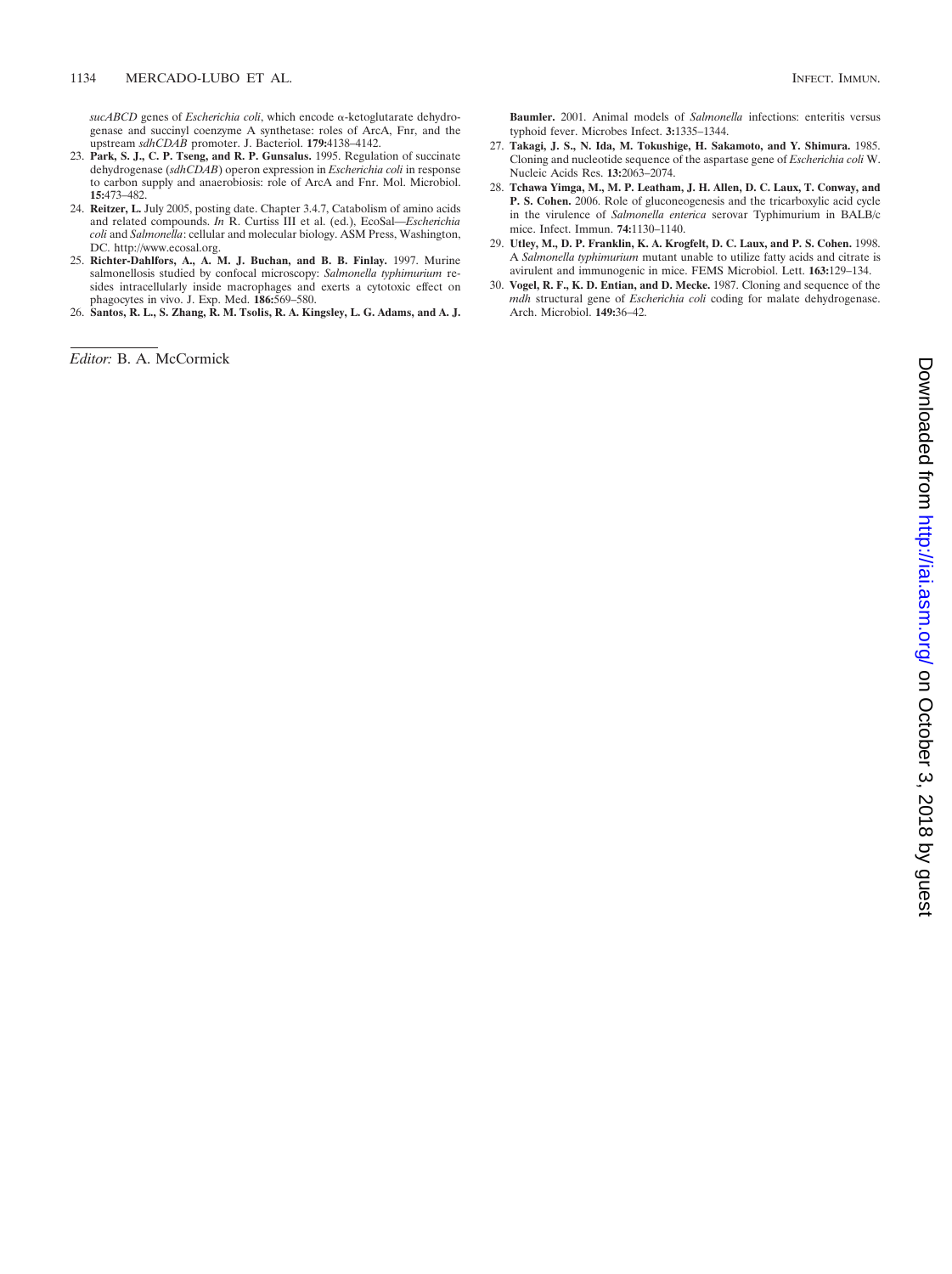*sucABCD* genes of *Escherichia coli*, which encode α-ketoglutarate dehydrogenase and succinyl coenzyme A synthetase: roles of ArcA, Fnr, and the upstream *sdhCDAB* promoter. J. Bacteriol. **179:**4138–4142.

23. **Park, S. J., C. P. Tseng, and R. P. Gunsalus.** 1995. Regulation of succinate dehydrogenase (*sdhCDAB*) operon expression in *Escherichia coli* in response to carbon supply and anaerobiosis: role of ArcA and Fnr. Mol. Microbiol. **15:**473–482.
24. **Reitzer, L.** July 2005, posting date. Chapter 3.4.7, Catabolism of amino acids and related compounds. *In* R. Curtiss III et al. (ed.), EcoSal—*Escherichia coli* and *Salmonella*: cellular and molecular biology. ASM Press, Washington, DC. http://www.ecosal.org.
25. **Richter-Dahlfors, A., A. M. J. Buchan, and B. B. Finlay.** 1997. Murine salmonellosis studied by confocal microscopy: *Salmonella typhimurium* resides intracellularly inside macrophages and exerts a cytotoxic effect on phagocytes in vivo. J. Exp. Med. **186:**569–580.
26. **Santos, R. L., S. Zhang, R. M. Tsolis, R. A. Kingsley, L. G. Adams, and A. J. Baumler.** 2001. Animal models of *Salmonella* infections: enteritis versus typhoid fever. Microbes Infect. **3:**1335–1344.
27. **Takagi, J. S., N. Ida, M. Tokushige, H. Sakamoto, and Y. Shimura.** 1985. Cloning and nucleotide sequence of the aspartase gene of *Escherichia coli* W. Nucleic Acids Res. **13:**2063–2074.
28. **Tchawa Yimga, M., M. P. Leatham, J. H. Allen, D. C. Laux, T. Conway, and P. S. Cohen.** 2006. Role of gluconeogenesis and the tricarboxylic acid cycle in the virulence of *Salmonella enterica* serovar Typhimurium in BALB/c mice. Infect. Immun. **74:**1130–1140.
29. **Utley, M., D. P. Franklin, K. A. Krogfelt, D. C. Laux, and P. S. Cohen.** 1998. A *Salmonella typhimurium* mutant unable to utilize fatty acids and citrate is avirulent and immunogenic in mice. FEMS Microbiol. Lett. **163:**129–134.
30. **Vogel, R. F., K. D. Entian, and D. Mecke.** 1987. Cloning and sequence of the *mdh* structural gene of *Escherichia coli* coding for malate dehydrogenase. Arch. Microbiol. **149:**36–42.

*Editor:* B. A. McCormick